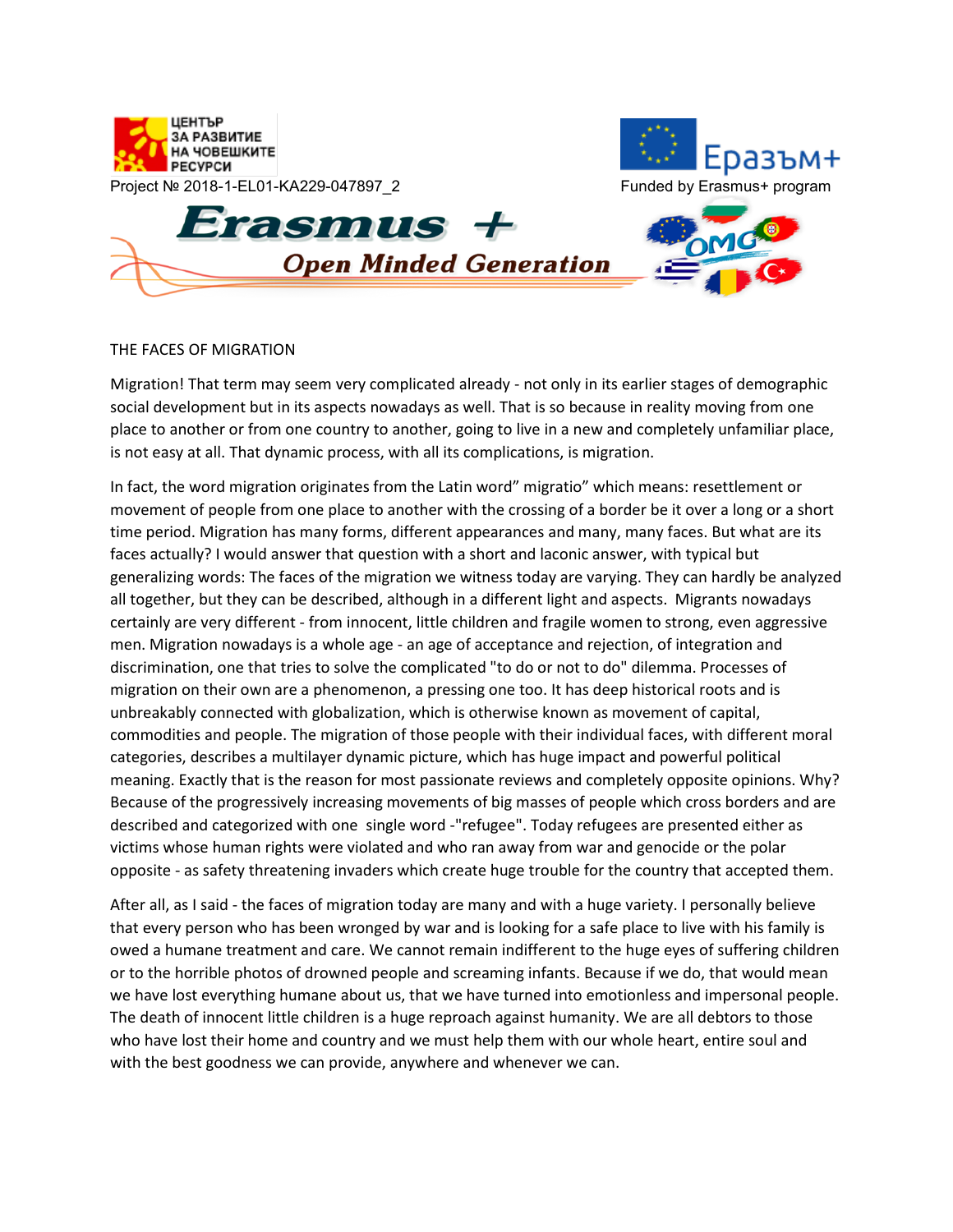ЦЕНТЪР ЗА РАЗВИТИЕ НА ЧОВЕШКИТЕ РЕСУРСИ

Project № 2018-1-EL01-KA229-047897_2

Еразъм+

Funded by Erasmus+ program

Erasmus + Open Minded Generation

OMG

# THE FACES OF MIGRATION

Migration! That term may seem very complicated already - not only in its earlier stages of demographic social development but in its aspects nowadays as well. That is so because in reality moving from one place to another or from one country to another, going to live in a new and completely unfamiliar place, is not easy at all. That dynamic process, with all its complications, is migration.

In fact, the word migration originates from the Latin word" migratio" which means: resettlement or movement of people from one place to another with the crossing of a border be it over a long or a short time period. Migration has many forms, different appearances and many, many faces. But what are its faces actually? I would answer that question with a short and laconic answer, with typical but generalizing words: The faces of the migration we witness today are varying. They can hardly be analyzed all together, but they can be described, although in a different light and aspects. Migrants nowadays certainly are very different - from innocent, little children and fragile women to strong, even aggressive men. Migration nowadays is a whole age - an age of acceptance and rejection, of integration and discrimination, one that tries to solve the complicated "to do or not to do" dilemma. Processes of migration on their own are a phenomenon, a pressing one too. It has deep historical roots and is unbreakably connected with globalization, which is otherwise known as movement of capital, commodities and people. The migration of those people with their individual faces, with different moral categories, describes a multilayer dynamic picture, which has huge impact and powerful political meaning. Exactly that is the reason for most passionate reviews and completely opposite opinions. Why? Because of the progressively increasing movements of big masses of people which cross borders and are described and categorized with one single word -"refugee". Today refugees are presented either as victims whose human rights were violated and who ran away from war and genocide or the polar opposite - as safety threatening invaders which create huge trouble for the country that accepted them.

After all, as I said - the faces of migration today are many and with a huge variety. I personally believe that every person who has been wronged by war and is looking for a safe place to live with his family is owed a humane treatment and care. We cannot remain indifferent to the huge eyes of suffering children or to the horrible photos of drowned people and screaming infants. Because if we do, that would mean we have lost everything humane about us, that we have turned into emotionless and impersonal people. The death of innocent little children is a huge reproach against humanity. We are all debtors to those who have lost their home and country and we must help them with our whole heart, entire soul and with the best goodness we can provide, anywhere and whenever we can.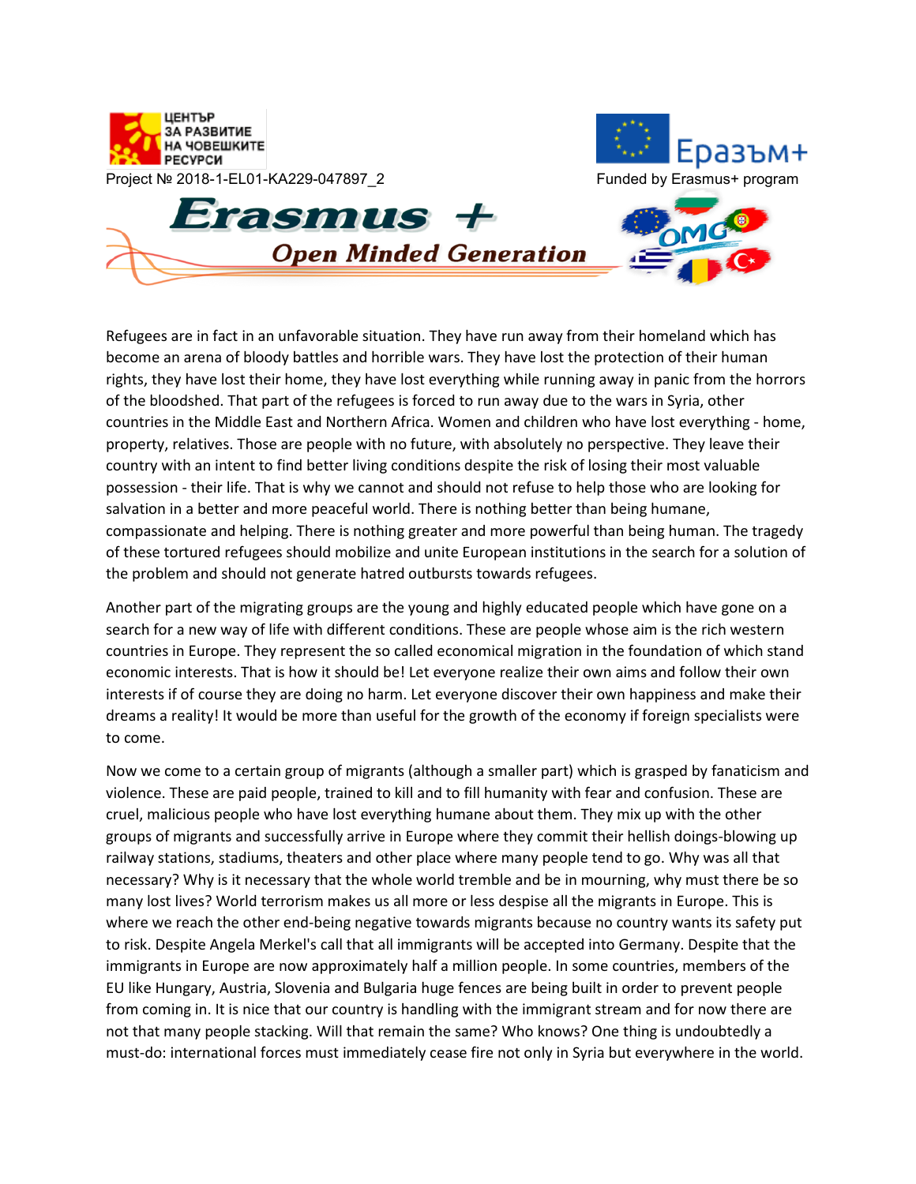Refugees are in fact in an unfavorable situation. They have run away from their homeland which has become an arena of bloody battles and horrible wars. They have lost the protection of their human rights, they have lost their home, they have lost everything while running away in panic from the horrors of the bloodshed. That part of the refugees is forced to run away due to the wars in Syria, other countries in the Middle East and Northern Africa. Women and children who have lost everything - home, property, relatives. Those are people with no future, with absolutely no perspective. They leave their country with an intent to find better living conditions despite the risk of losing their most valuable possession - their life. That is why we cannot and should not refuse to help those who are looking for salvation in a better and more peaceful world. There is nothing better than being humane, compassionate and helping. There is nothing greater and more powerful than being human. The tragedy of these tortured refugees should mobilize and unite European institutions in the search for a solution of the problem and should not generate hatred outbursts towards refugees.

Another part of the migrating groups are the young and highly educated people which have gone on a search for a new way of life with different conditions. These are people whose aim is the rich western countries in Europe. They represent the so called economical migration in the foundation of which stand economic interests. That is how it should be! Let everyone realize their own aims and follow their own interests if of course they are doing no harm. Let everyone discover their own happiness and make their dreams a reality! It would be more than useful for the growth of the economy if foreign specialists were to come.

Now we come to a certain group of migrants (although a smaller part) which is grasped by fanaticism and violence. These are paid people, trained to kill and to fill humanity with fear and confusion. These are cruel, malicious people who have lost everything humane about them. They mix up with the other groups of migrants and successfully arrive in Europe where they commit their hellish doings-blowing up railway stations, stadiums, theaters and other place where many people tend to go. Why was all that necessary? Why is it necessary that the whole world tremble and be in mourning, why must there be so many lost lives? World terrorism makes us all more or less despise all the migrants in Europe. This is where we reach the other end-being negative towards migrants because no country wants its safety put to risk. Despite Angela Merkel's call that all immigrants will be accepted into Germany. Despite that the immigrants in Europe are now approximately half a million people. In some countries, members of the EU like Hungary, Austria, Slovenia and Bulgaria huge fences are being built in order to prevent people from coming in. It is nice that our country is handling with the immigrant stream and for now there are not that many people stacking. Will that remain the same? Who knows? One thing is undoubtedly a must-do: international forces must immediately cease fire not only in Syria but everywhere in the world.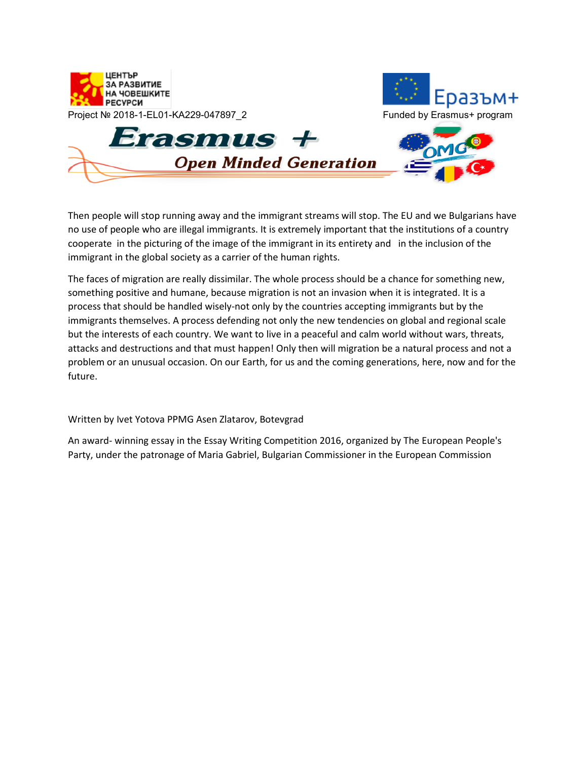Then people will stop running away and the immigrant streams will stop. The EU and we Bulgarians have no use of people who are illegal immigrants. It is extremely important that the institutions of a country cooperate in the picturing of the image of the immigrant in its entirety and in the inclusion of the immigrant in the global society as a carrier of the human rights.

The faces of migration are really dissimilar. The whole process should be a chance for something new, something positive and humane, because migration is not an invasion when it is integrated. It is a process that should be handled wisely-not only by the countries accepting immigrants but by the immigrants themselves. A process defending not only the new tendencies on global and regional scale but the interests of each country. We want to live in a peaceful and calm world without wars, threats, attacks and destructions and that must happen! Only then will migration be a natural process and not a problem or an unusual occasion. On our Earth, for us and the coming generations, here, now and for the future.

Written by Ivet Yotova PPMG Asen Zlatarov, Botevgrad

An award- winning essay in the Essay Writing Competition 2016, organized by The European People's Party, under the patronage of Maria Gabriel, Bulgarian Commissioner in the European Commission